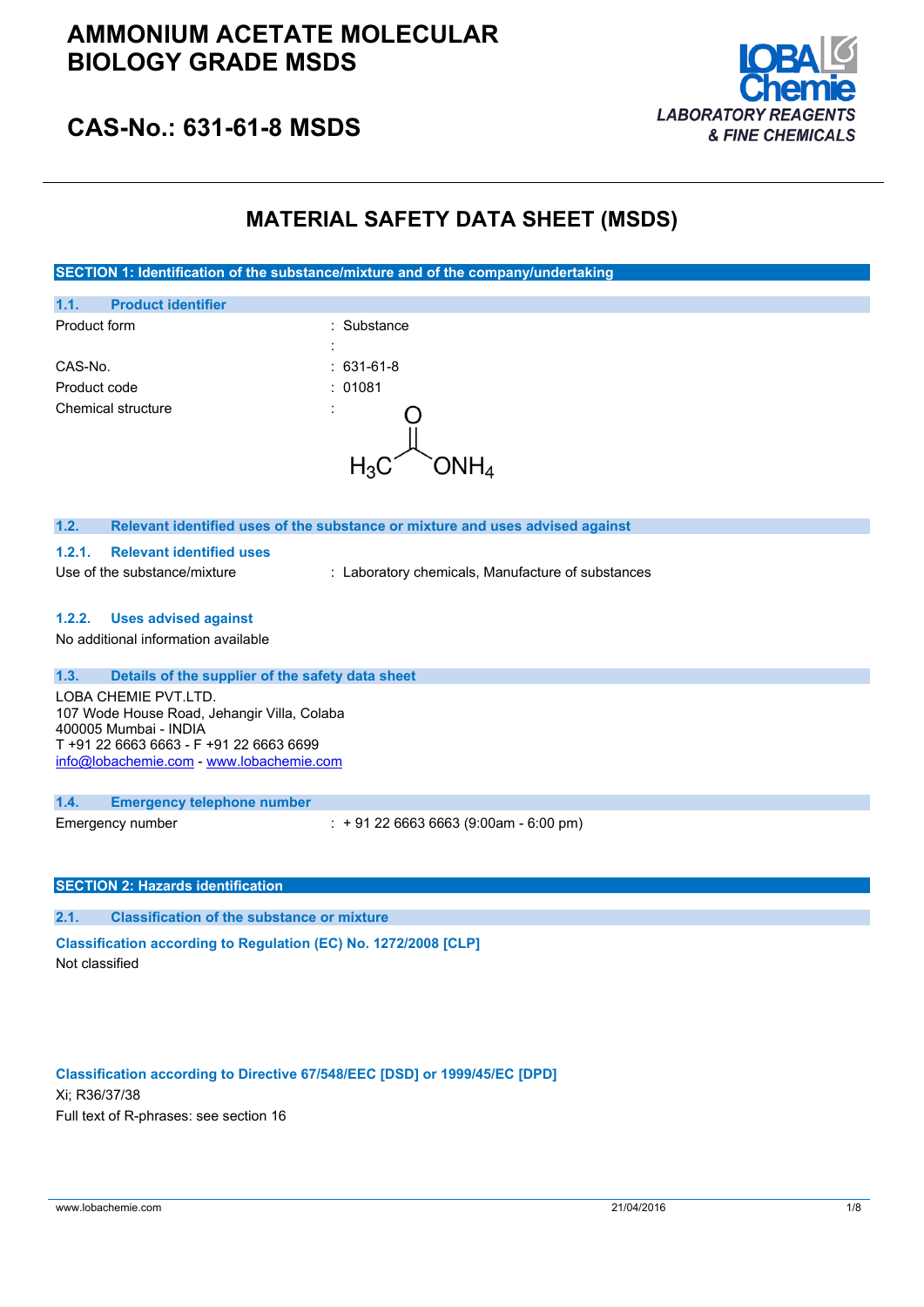# AMMONIUM ACETATE MOLECULAR BIOLOGY GRADE MSDS

## CAS-No.: 631-61-8 MSDS

LOBA Chemie
*LABORATORY REAGENTS & FINE CHEMICALS*

# MATERIAL SAFETY DATA SHEET (MSDS)

## SECTION 1: Identification of the substance/mixture and of the company/undertaking

### 1.1. Product identifier

| | |
|---|---|
| Product form | : Substance |
| | : |
| CAS-No. | : 631-61-8 |
| Product code | : 01081 |
| Chemical structure | : |

$H_3C-C(=O)-ONH_4$

### 1.2. Relevant identified uses of the substance or mixture and uses advised against

#### 1.2.1. Relevant identified uses

| | |
|---|---|
| Use of the substance/mixture | : Laboratory chemicals, Manufacture of substances |

#### 1.2.2. Uses advised against

No additional information available

### 1.3. Details of the supplier of the safety data sheet

LOBA CHEMIE PVT.LTD.
107 Wode House Road, Jehangir Villa, Colaba
400005 Mumbai - INDIA
T +91 22 6663 6663 - F +91 22 6663 6699
info@lobachemie.com - www.lobachemie.com

### 1.4. Emergency telephone number

| | |
|---|---|
| Emergency number | : + 91 22 6663 6663 (9:00am - 6:00 pm) |

## SECTION 2: Hazards identification

### 2.1. Classification of the substance or mixture

**Classification according to Regulation (EC) No. 1272/2008 [CLP]**

Not classified

**Classification according to Directive 67/548/EEC [DSD] or 1999/45/EC [DPD]**

Xi; R36/37/38

Full text of R-phrases: see section 16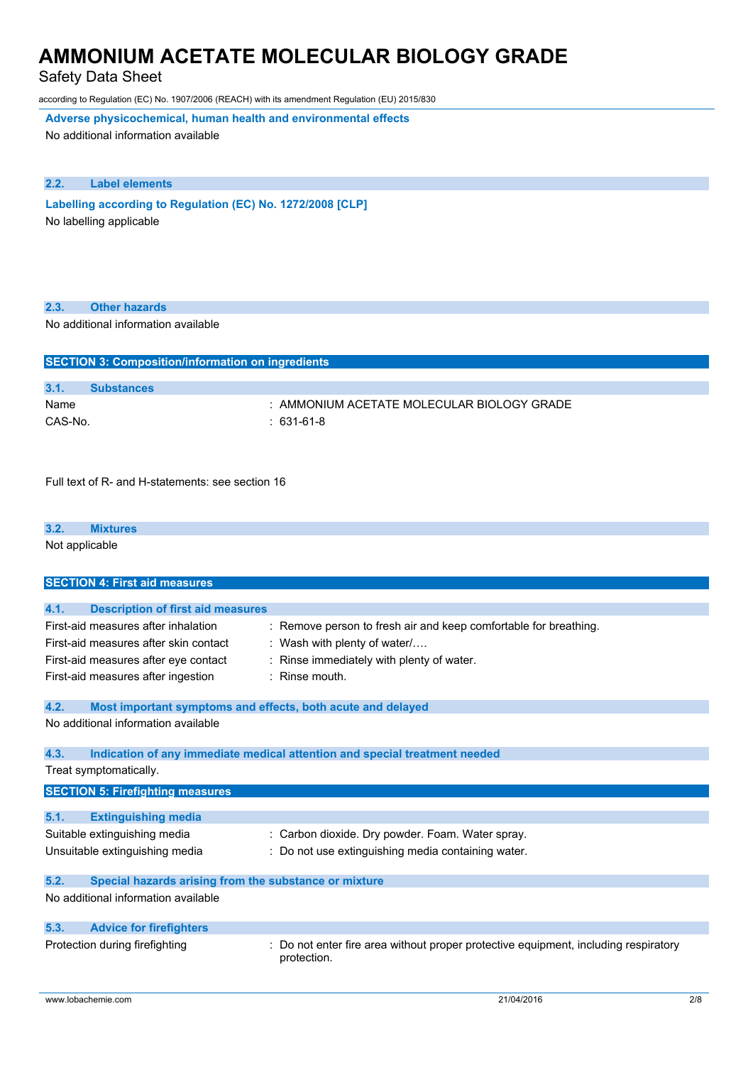**Adverse physicochemical, human health and environmental effects**

No additional information available

### 2.2. Label elements

**Labelling according to Regulation (EC) No. 1272/2008 [CLP]**

No labelling applicable

### 2.3. Other hazards

No additional information available

## SECTION 3: Composition/information on ingredients

### 3.1. Substances

| | |
|---|---|
| Name | : AMMONIUM ACETATE MOLECULAR BIOLOGY GRADE |
| CAS-No. | : 631-61-8 |

Full text of R- and H-statements: see section 16

### 3.2. Mixtures

Not applicable

## SECTION 4: First aid measures

### 4.1. Description of first aid measures

| | |
|---|---|
| First-aid measures after inhalation | : Remove person to fresh air and keep comfortable for breathing. |
| First-aid measures after skin contact | : Wash with plenty of water/…. |
| First-aid measures after eye contact | : Rinse immediately with plenty of water. |
| First-aid measures after ingestion | : Rinse mouth. |

### 4.2. Most important symptoms and effects, both acute and delayed

No additional information available

### 4.3. Indication of any immediate medical attention and special treatment needed

Treat symptomatically.

## SECTION 5: Firefighting measures

### 5.1. Extinguishing media

| | |
|---|---|
| Suitable extinguishing media | : Carbon dioxide. Dry powder. Foam. Water spray. |
| Unsuitable extinguishing media | : Do not use extinguishing media containing water. |

### 5.2. Special hazards arising from the substance or mixture

No additional information available

### 5.3. Advice for firefighters

| | |
|---|---|
| Protection during firefighting | : Do not enter fire area without proper protective equipment, including respiratory protection. |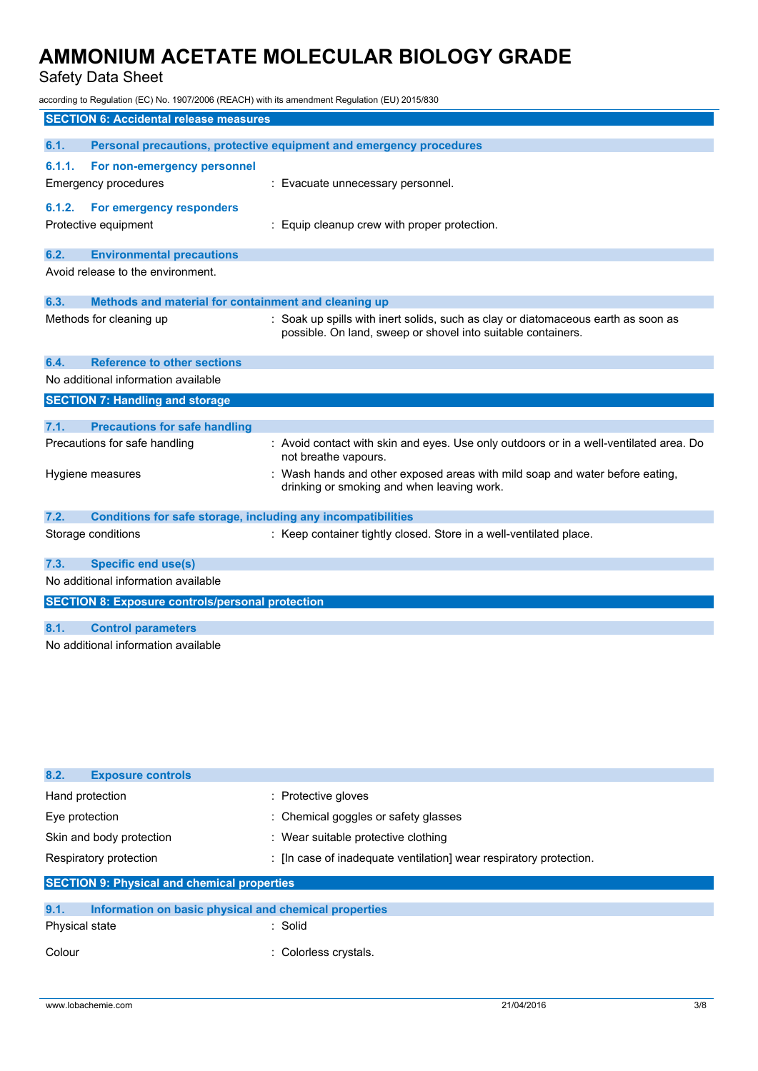## SECTION 6: Accidental release measures

### 6.1. Personal precautions, protective equipment and emergency procedures

#### 6.1.1. For non-emergency personnel

Emergency procedures : Evacuate unnecessary personnel.

#### 6.1.2. For emergency responders

Protective equipment : Equip cleanup crew with proper protection.

### 6.2. Environmental precautions

Avoid release to the environment.

### 6.3. Methods and material for containment and cleaning up

Methods for cleaning up : Soak up spills with inert solids, such as clay or diatomaceous earth as soon as possible. On land, sweep or shovel into suitable containers.

### 6.4. Reference to other sections

No additional information available

## SECTION 7: Handling and storage

### 7.1. Precautions for safe handling

Precautions for safe handling : Avoid contact with skin and eyes. Use only outdoors or in a well-ventilated area. Do not breathe vapours.

Hygiene measures : Wash hands and other exposed areas with mild soap and water before eating, drinking or smoking and when leaving work.

### 7.2. Conditions for safe storage, including any incompatibilities

Storage conditions : Keep container tightly closed. Store in a well-ventilated place.

### 7.3. Specific end use(s)

No additional information available

## SECTION 8: Exposure controls/personal protection

### 8.1. Control parameters

No additional information available

### 8.2. Exposure controls

Hand protection : Protective gloves

Eye protection : Chemical goggles or safety glasses

Skin and body protection : Wear suitable protective clothing

Respiratory protection : [In case of inadequate ventilation] wear respiratory protection.

## SECTION 9: Physical and chemical properties

### 9.1. Information on basic physical and chemical properties

Physical state : Solid

Colour : Colorless crystals.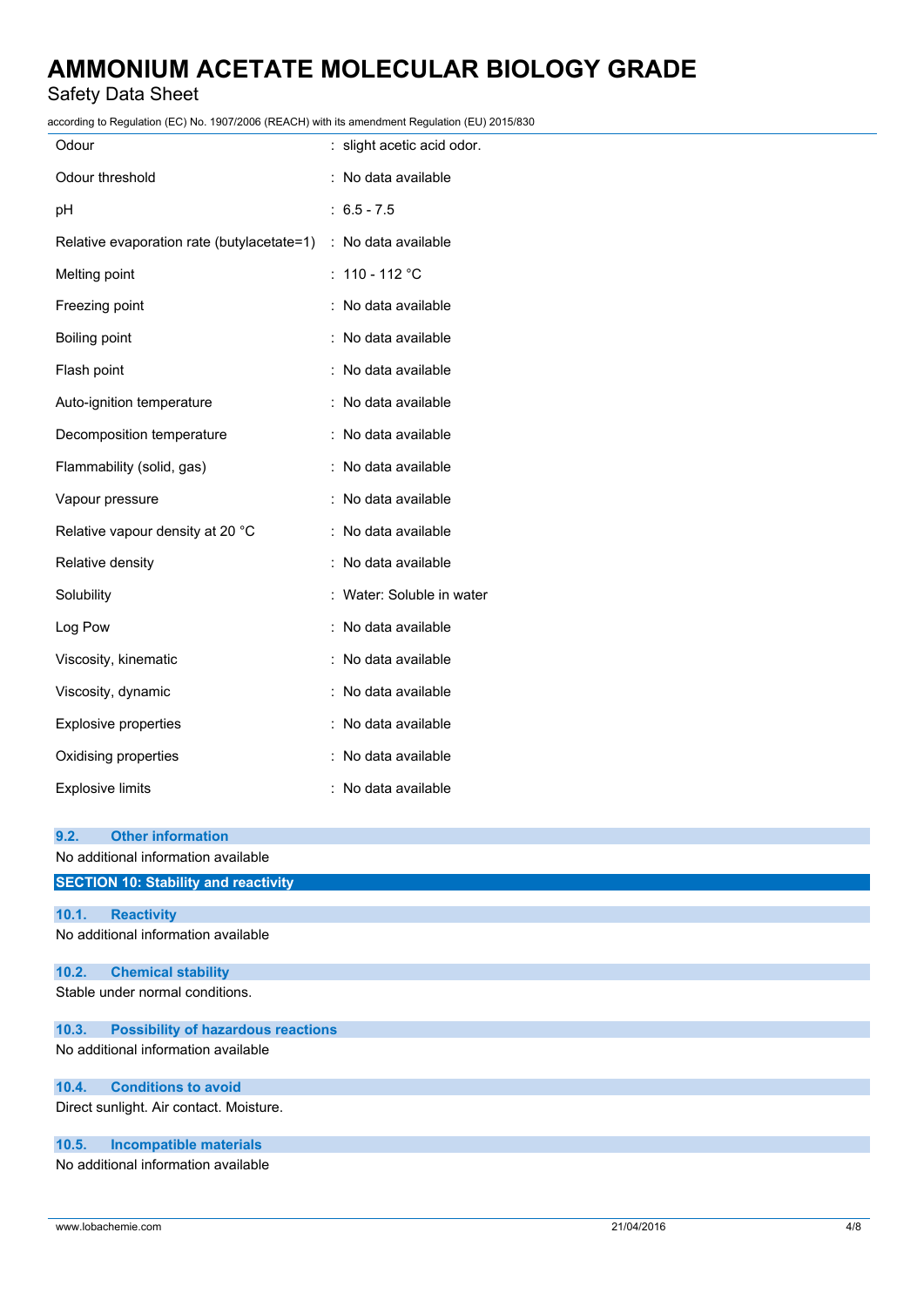| | |
|---|---|
| Odour | : slight acetic acid odor. |
| Odour threshold | : No data available |
| pH | : 6.5 - 7.5 |
| Relative evaporation rate (butylacetate=1) | : No data available |
| Melting point | : 110 - 112 °C |
| Freezing point | : No data available |
| Boiling point | : No data available |
| Flash point | : No data available |
| Auto-ignition temperature | : No data available |
| Decomposition temperature | : No data available |
| Flammability (solid, gas) | : No data available |
| Vapour pressure | : No data available |
| Relative vapour density at 20 °C | : No data available |
| Relative density | : No data available |
| Solubility | : Water: Soluble in water |
| Log Pow | : No data available |
| Viscosity, kinematic | : No data available |
| Viscosity, dynamic | : No data available |
| Explosive properties | : No data available |
| Oxidising properties | : No data available |
| Explosive limits | : No data available |

### 9.2. Other information

No additional information available

## SECTION 10: Stability and reactivity

### 10.1. Reactivity

No additional information available

### 10.2. Chemical stability

Stable under normal conditions.

### 10.3. Possibility of hazardous reactions

No additional information available

### 10.4. Conditions to avoid

Direct sunlight. Air contact. Moisture.

### 10.5. Incompatible materials

No additional information available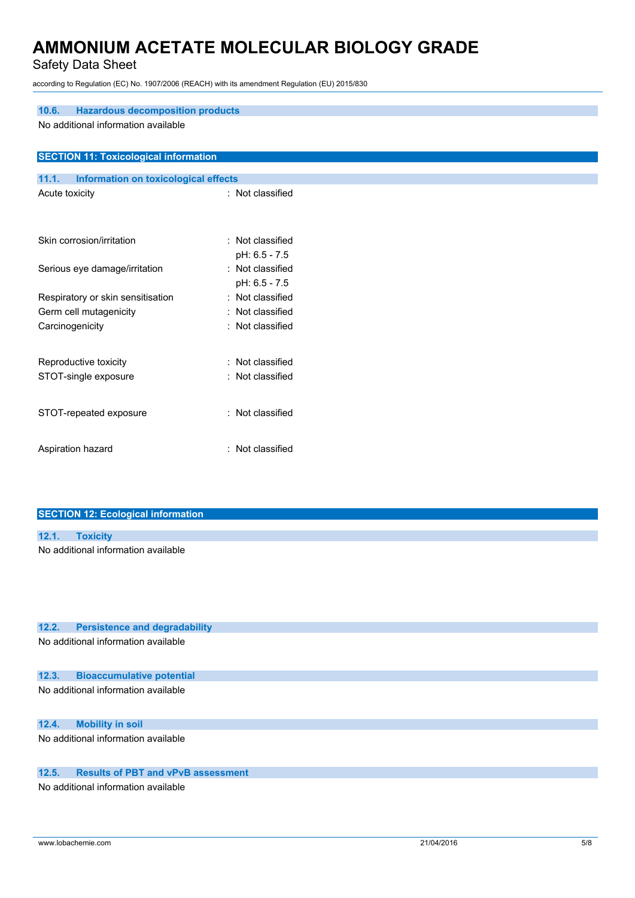### 10.6. Hazardous decomposition products

No additional information available

## SECTION 11: Toxicological information

### 11.1. Information on toxicological effects

| | |
|---|---|
| Acute toxicity | : Not classified |
| Skin corrosion/irritation | : Not classified<br>pH: 6.5 - 7.5 |
| Serious eye damage/irritation | : Not classified<br>pH: 6.5 - 7.5 |
| Respiratory or skin sensitisation | : Not classified |
| Germ cell mutagenicity | : Not classified |
| Carcinogenicity | : Not classified |
| Reproductive toxicity | : Not classified |
| STOT-single exposure | : Not classified |
| STOT-repeated exposure | : Not classified |
| Aspiration hazard | : Not classified |

## SECTION 12: Ecological information

### 12.1. Toxicity

No additional information available

### 12.2. Persistence and degradability

No additional information available

### 12.3. Bioaccumulative potential

No additional information available

### 12.4. Mobility in soil

No additional information available

### 12.5. Results of PBT and vPvB assessment

No additional information available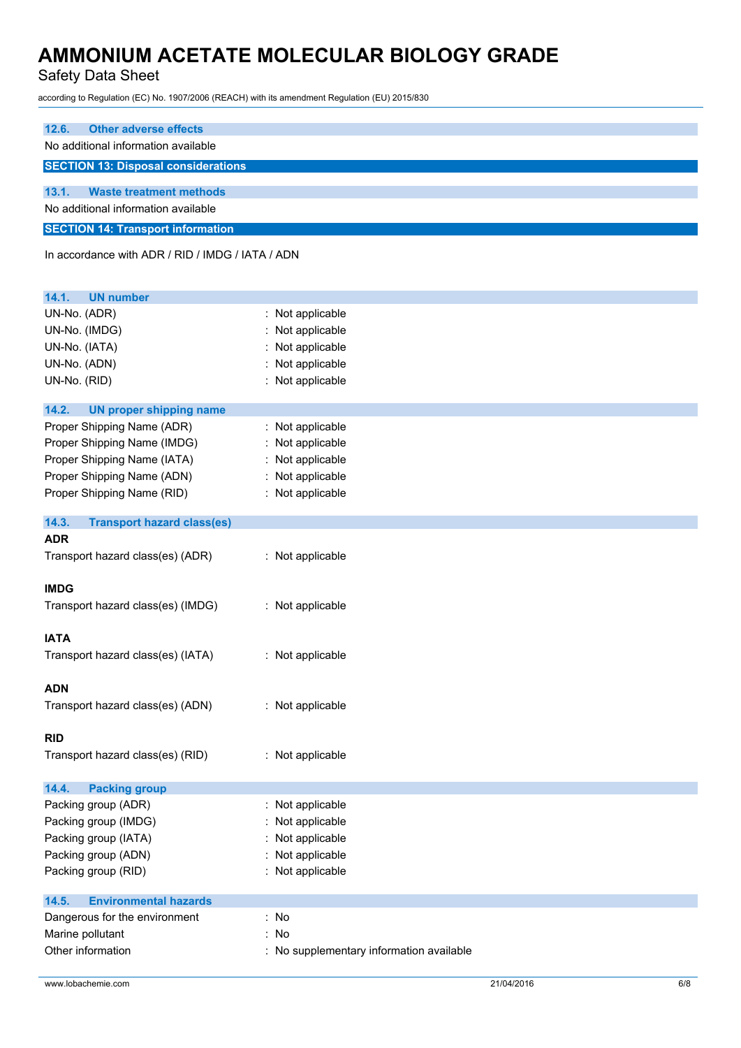### 12.6. Other adverse effects

No additional information available

## SECTION 13: Disposal considerations

### 13.1. Waste treatment methods

No additional information available

## SECTION 14: Transport information

In accordance with ADR / RID / IMDG / IATA / ADN

### 14.1. UN number

| | |
|---|---|
| UN-No. (ADR) | : Not applicable |
| UN-No. (IMDG) | : Not applicable |
| UN-No. (IATA) | : Not applicable |
| UN-No. (ADN) | : Not applicable |
| UN-No. (RID) | : Not applicable |

### 14.2. UN proper shipping name

| | |
|---|---|
| Proper Shipping Name (ADR) | : Not applicable |
| Proper Shipping Name (IMDG) | : Not applicable |
| Proper Shipping Name (IATA) | : Not applicable |
| Proper Shipping Name (ADN) | : Not applicable |
| Proper Shipping Name (RID) | : Not applicable |

### 14.3. Transport hazard class(es)

**ADR**

Transport hazard class(es) (ADR) : Not applicable

**IMDG**

Transport hazard class(es) (IMDG) : Not applicable

**IATA**

Transport hazard class(es) (IATA) : Not applicable

**ADN**

Transport hazard class(es) (ADN) : Not applicable

**RID**

Transport hazard class(es) (RID) : Not applicable

### 14.4. Packing group

| | |
|---|---|
| Packing group (ADR) | : Not applicable |
| Packing group (IMDG) | : Not applicable |
| Packing group (IATA) | : Not applicable |
| Packing group (ADN) | : Not applicable |
| Packing group (RID) | : Not applicable |

### 14.5. Environmental hazards

| | |
|---|---|
| Dangerous for the environment | : No |
| Marine pollutant | : No |
| Other information | : No supplementary information available |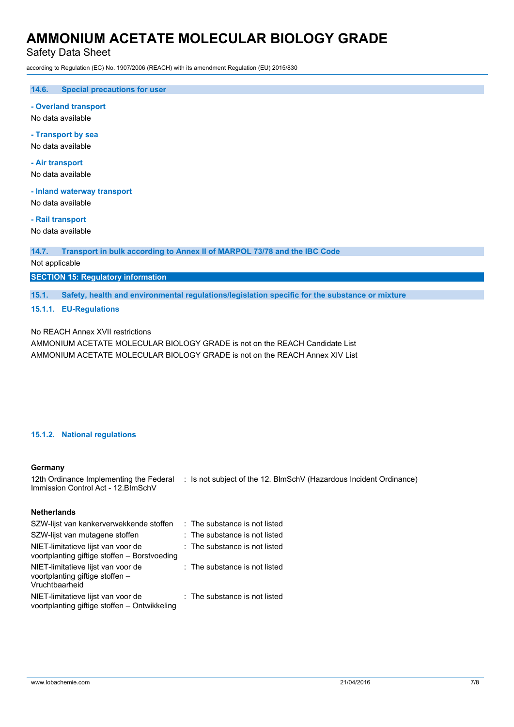### 14.6. Special precautions for user

**- Overland transport**

No data available

**- Transport by sea**

No data available

**- Air transport**

No data available

**- Inland waterway transport**

No data available

**- Rail transport**

No data available

### 14.7. Transport in bulk according to Annex II of MARPOL 73/78 and the IBC Code

Not applicable

## SECTION 15: Regulatory information

### 15.1. Safety, health and environmental regulations/legislation specific for the substance or mixture

#### 15.1.1. EU-Regulations

No REACH Annex XVII restrictions

AMMONIUM ACETATE MOLECULAR BIOLOGY GRADE is not on the REACH Candidate List

AMMONIUM ACETATE MOLECULAR BIOLOGY GRADE is not on the REACH Annex XIV List

#### 15.1.2. National regulations

**Germany**

| | |
|---|---|
| 12th Ordinance Implementing the Federal Immission Control Act - 12.BImSchV | : Is not subject of the 12. BlmSchV (Hazardous Incident Ordinance) |

**Netherlands**

| | |
|---|---|
| SZW-lijst van kankerverwekkende stoffen | : The substance is not listed |
| SZW-lijst van mutagene stoffen | : The substance is not listed |
| NIET-limitatieve lijst van voor de voortplanting giftige stoffen – Borstvoeding | : The substance is not listed |
| NIET-limitatieve lijst van voor de voortplanting giftige stoffen – Vruchtbaarheid | : The substance is not listed |
| NIET-limitatieve lijst van voor de voortplanting giftige stoffen – Ontwikkeling | : The substance is not listed |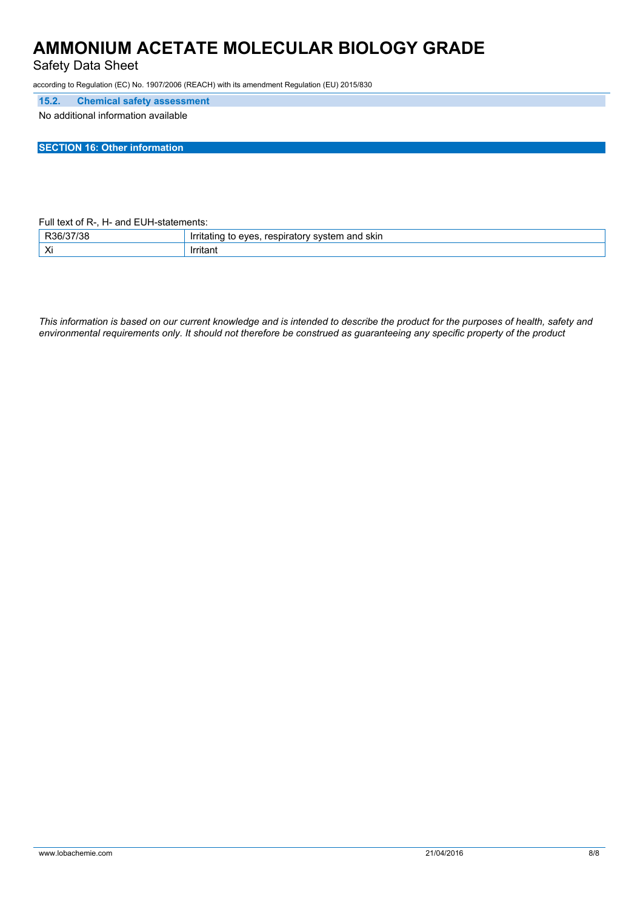### 15.2. Chemical safety assessment

No additional information available

## SECTION 16: Other information

Full text of R-, H- and EUH-statements:

| | |
|---|---|
| R36/37/38 | Irritating to eyes, respiratory system and skin |
| Xi | Irritant |

*This information is based on our current knowledge and is intended to describe the product for the purposes of health, safety and environmental requirements only. It should not therefore be construed as guaranteeing any specific property of the product*